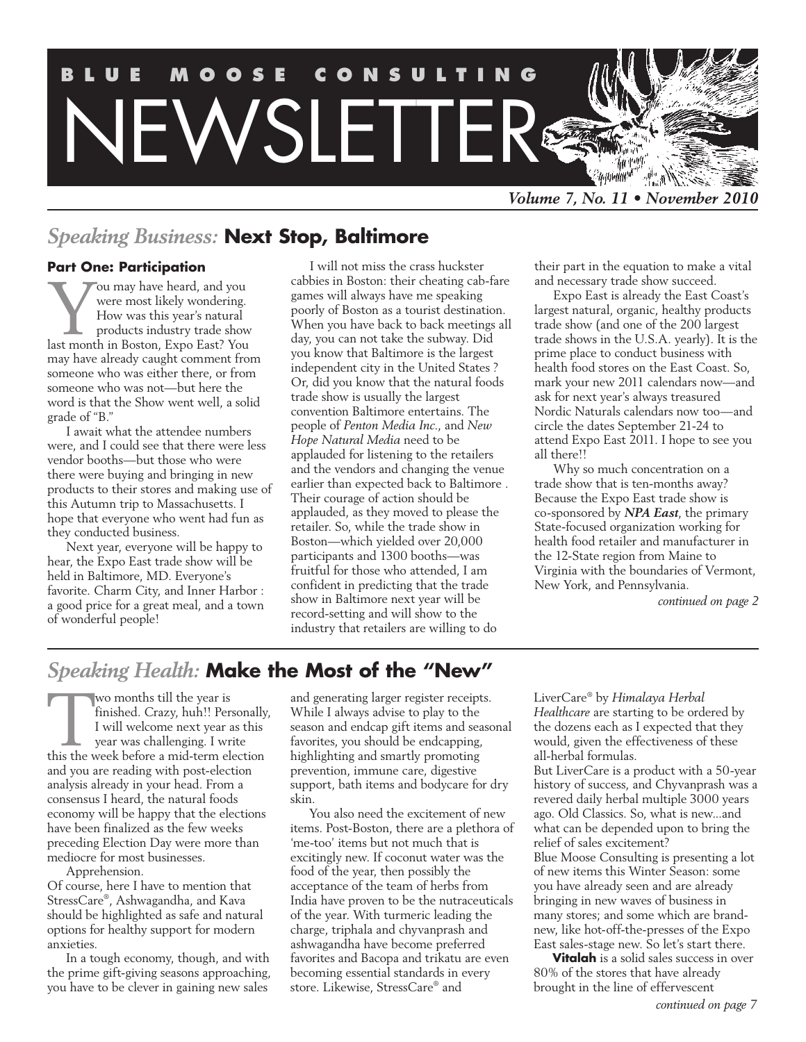# BLUE MOOSE CONSULTING NEWSLETTER

*Volume 7, No. 11 • November 2010*

## *Speaking Business:* Next Stop, Baltimore

### Part One: Participation

You may have heard, and you were most likely wondering. How was this year's natural products industry trade show last month in Boston, Expo East? You may have already caught comment from someone who was either there, or from someone who was not—but here the word is that the Show went well, a solid grade of "B."

I await what the attendee numbers were, and I could see that there were less vendor booths—but those who were there were buying and bringing in new products to their stores and making use of this Autumn trip to Massachusetts. I hope that everyone who went had fun as they conducted business.

Next year, everyone will be happy to hear, the Expo East trade show will be held in Baltimore, MD. Everyone's favorite. Charm City, and Inner Harbor : a good price for a great meal, and a town of wonderful people!

I will not miss the crass huckster cabbies in Boston: their cheating cab-fare games will always have me speaking poorly of Boston as a tourist destination. When you have back to back meetings all day, you can not take the subway. Did you know that Baltimore is the largest independent city in the United States ? Or, did you know that the natural foods trade show is usually the largest convention Baltimore entertains. The people of *Penton Media Inc.*, and *New Hope Natural Media* need to be applauded for listening to the retailers and the vendors and changing the venue earlier than expected back to Baltimore . Their courage of action should be applauded, as they moved to please the retailer. So, while the trade show in Boston—which yielded over 20,000 participants and 1300 booths—was fruitful for those who attended, I am confident in predicting that the trade show in Baltimore next year will be record-setting and will show to the industry that retailers are willing to do their part in the equation to make a vital and necessary trade show succeed.

Expo East is already the East Coast's largest natural, organic, healthy products trade show (and one of the 200 largest trade shows in the U.S.A. yearly). It is the prime place to conduct business with health food stores on the East Coast. So, mark your new 2011 calendars now—and ask for next year's always treasured Nordic Naturals calendars now too—and circle the dates September 21-24 to attend Expo East 2011. I hope to see you all there!!

Why so much concentration on a trade show that is ten-months away? Because the Expo East trade show is co-sponsored by ***NPA East***, the primary State-focused organization working for health food retailer and manufacturer in the 12-State region from Maine to Virginia with the boundaries of Vermont, New York, and Pennsylvania.

*continued on page 2*

## *Speaking Health:* Make the Most of the "New"

Two months till the year is finished. Crazy, huh!! Personally, I will welcome next year as this year was challenging. I write this the week before a mid-term election and you are reading with post-election analysis already in your head. From a consensus I heard, the natural foods economy will be happy that the elections have been finalized as the few weeks preceding Election Day were more than mediocre for most businesses.

Apprehension.

Of course, here I have to mention that StressCare®, Ashwagandha, and Kava should be highlighted as safe and natural options for healthy support for modern anxieties.

In a tough economy, though, and with the prime gift-giving seasons approaching, you have to be clever in gaining new sales and generating larger register receipts. While I always advise to play to the season and endcap gift items and seasonal favorites, you should be endcapping, highlighting and smartly promoting prevention, immune care, digestive support, bath items and bodycare for dry skin.

You also need the excitement of new items. Post-Boston, there are a plethora of 'me-too' items but not much that is excitingly new. If coconut water was the food of the year, then possibly the acceptance of the team of herbs from India have proven to be the nutraceuticals of the year. With turmeric leading the charge, triphala and chyvanprash and ashwagandha have become preferred favorites and Bacopa and trikatu are even becoming essential standards in every store. Likewise, StressCare® and LiverCare® by *Himalaya Herbal Healthcare* are starting to be ordered by the dozens each as I expected that they would, given the effectiveness of these all-herbal formulas.

But LiverCare is a product with a 50-year history of success, and Chyvanprash was a revered daily herbal multiple 3000 years ago. Old Classics. So, what is new...and what can be depended upon to bring the relief of sales excitement?

Blue Moose Consulting is presenting a lot of new items this Winter Season: some you have already seen and are already bringing in new waves of business in many stores; and some which are brand-new, like hot-off-the-presses of the Expo East sales-stage new. So let's start there.

**Vitalah** is a solid sales success in over 80% of the stores that have already brought in the line of effervescent

*continued on page 7*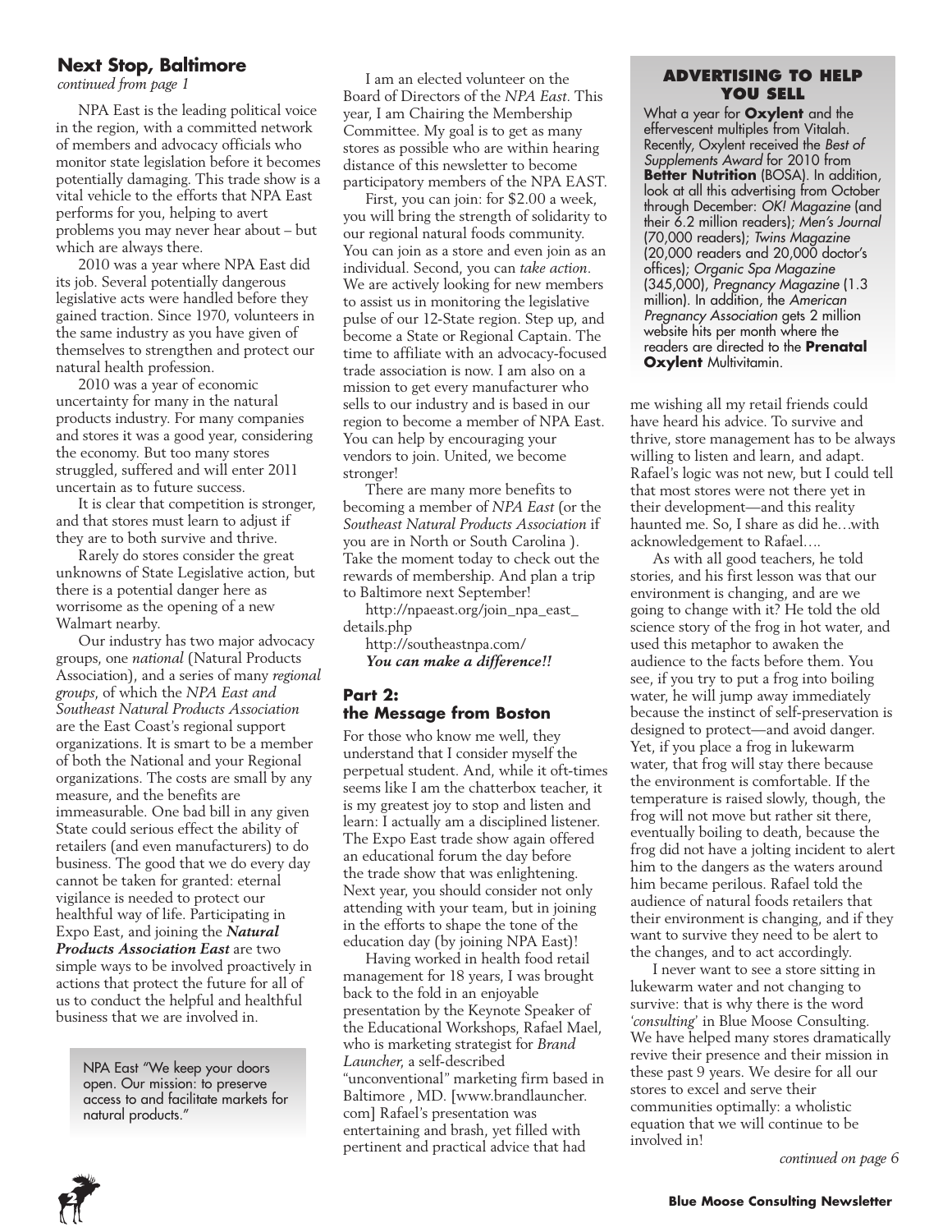## Next Stop, Baltimore

*continued from page 1*

NPA East is the leading political voice in the region, with a committed network of members and advocacy officials who monitor state legislation before it becomes potentially damaging. This trade show is a vital vehicle to the efforts that NPA East performs for you, helping to avert problems you may never hear about – but which are always there.

2010 was a year where NPA East did its job. Several potentially dangerous legislative acts were handled before they gained traction. Since 1970, volunteers in the same industry as you have given of themselves to strengthen and protect our natural health profession.

2010 was a year of economic uncertainty for many in the natural products industry. For many companies and stores it was a good year, considering the economy. But too many stores struggled, suffered and will enter 2011 uncertain as to future success.

It is clear that competition is stronger, and that stores must learn to adjust if they are to both survive and thrive.

Rarely do stores consider the great unknowns of State Legislative action, but there is a potential danger here as worrisome as the opening of a new Walmart nearby.

Our industry has two major advocacy groups, one *national* (Natural Products Association), and a series of many *regional groups*, of which the *NPA East and Southeast Natural Products Association* are the East Coast's regional support organizations. It is smart to be a member of both the National and your Regional organizations. The costs are small by any measure, and the benefits are immeasurable. One bad bill in any given State could serious effect the ability of retailers (and even manufacturers) to do business. The good that we do every day cannot be taken for granted: eternal vigilance is needed to protect our healthful way of life. Participating in Expo East, and joining the ***Natural Products Association East*** are two simple ways to be involved proactively in actions that protect the future for all of us to conduct the helpful and healthful business that we are involved in.

> NPA East "We keep your doors open. Our mission: to preserve access to and facilitate markets for natural products."

I am an elected volunteer on the Board of Directors of the *NPA East*. This year, I am Chairing the Membership Committee. My goal is to get as many stores as possible who are within hearing distance of this newsletter to become participatory members of the NPA EAST.

First, you can join: for $2.00 a week, you will bring the strength of solidarity to our regional natural foods community. You can join as a store and even join as an individual. Second, you can *take action*. We are actively looking for new members to assist us in monitoring the legislative pulse of our 12-State region. Step up, and become a State or Regional Captain. The time to affiliate with an advocacy-focused trade association is now. I am also on a mission to get every manufacturer who sells to our industry and is based in our region to become a member of NPA East. You can help by encouraging your vendors to join. United, we become stronger!

There are many more benefits to becoming a member of *NPA East* (or the *Southeast Natural Products Association* if you are in North or South Carolina ). Take the moment today to check out the rewards of membership. And plan a trip to Baltimore next September!

http://npaeast.org/join_npa_east_details.php

http://southeastnpa.com/

***You can make a difference!!***

### Part 2: the Message from Boston

For those who know me well, they understand that I consider myself the perpetual student. And, while it oft-times seems like I am the chatterbox teacher, it is my greatest joy to stop and listen and learn: I actually am a disciplined listener. The Expo East trade show again offered an educational forum the day before the trade show that was enlightening. Next year, you should consider not only attending with your team, but in joining in the efforts to shape the tone of the education day (by joining NPA East)!

Having worked in health food retail management for 18 years, I was brought back to the fold in an enjoyable presentation by the Keynote Speaker of the Educational Workshops, Rafael Mael, who is marketing strategist for *Brand Launcher*, a self-described "unconventional" marketing firm based in Baltimore , MD. [www.brandlauncher.com] Rafael's presentation was entertaining and brash, yet filled with pertinent and practical advice that had me wishing all my retail friends could have heard his advice. To survive and thrive, store management has to be always willing to listen and learn, and adapt. Rafael's logic was not new, but I could tell that most stores were not there yet in their development—and this reality haunted me. So, I share as did he…with acknowledgement to Rafael….

As with all good teachers, he told stories, and his first lesson was that our environment is changing, and are we going to change with it? He told the old science story of the frog in hot water, and used this metaphor to awaken the audience to the facts before them. You see, if you try to put a frog into boiling water, he will jump away immediately because the instinct of self-preservation is designed to protect—and avoid danger. Yet, if you place a frog in lukewarm water, that frog will stay there because the environment is comfortable. If the temperature is raised slowly, though, the frog will not move but rather sit there, eventually boiling to death, because the frog did not have a jolting incident to alert him to the dangers as the waters around him became perilous. Rafael told the audience of natural foods retailers that their environment is changing, and if they want to survive they need to be alert to the changes, and to act accordingly.

I never want to see a store sitting in lukewarm water and not changing to survive: that is why there is the word '*consulting*' in Blue Moose Consulting. We have helped many stores dramatically revive their presence and their mission in these past 9 years. We desire for all our stores to excel and serve their communities optimally: a wholistic equation that we will continue to be involved in!

*continued on page 6*

---

**ADVERTISING TO HELP YOU SELL**

What a year for **Oxylent** and the effervescent multiples from Vitalah. Recently, Oxylent received the *Best of Supplements Award* for 2010 from **Better Nutrition** (BOSA). In addition, look at all this advertising from October through December: *OK! Magazine* (and their 6.2 million readers); *Men's Journal* (70,000 readers); *Twins Magazine* (20,000 readers and 20,000 doctor's offices); *Organic Spa Magazine* (345,000), *Pregnancy Magazine* (1.3 million). In addition, the *American Pregnancy Association* gets 2 million website hits per month where the readers are directed to the **Prenatal Oxylent** Multivitamin.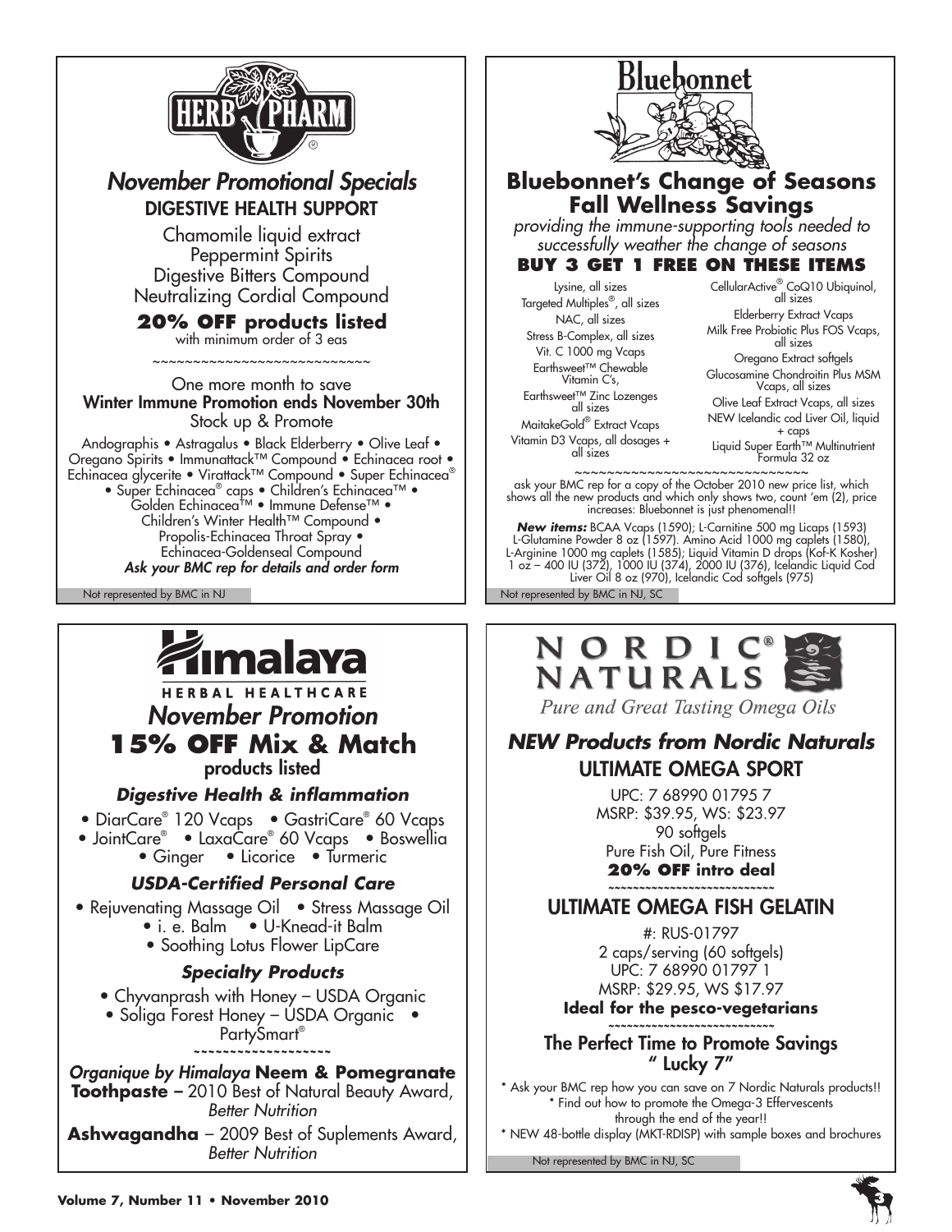# HERB PHARM

## *November Promotional Specials*

### DIGESTIVE HEALTH SUPPORT

Chamomile liquid extract
Peppermint Spirits
Digestive Bitters Compound
Neutralizing Cordial Compound

**20% OFF products listed**
with minimum order of 3 eas

~~~~~~~~~~~~~~~~~~~~~~~~~~~~

One more month to save
**Winter Immune Promotion ends November 30th**
Stock up & Promote

Andographis • Astragalus • Black Elderberry • Olive Leaf • Oregano Spirits • Immunattack™ Compound • Echinacea root • Echinacea glycerite • Virattack™ Compound • Super Echinacea® • Super Echinacea® caps • Children's Echinacea™ • Golden Echinacea™ • Immune Defense™ • Children's Winter Health™ Compound • Propolis-Echinacea Throat Spray • Echinacea-Goldenseal Compound

***Ask your BMC rep for details and order form***

Not represented by BMC in NJ

# Bluebonnet

## Bluebonnet's Change of Seasons Fall Wellness Savings

*providing the immune-supporting tools needed to successfully weather the change of seasons*

**BUY 3 GET 1 FREE ON THESE ITEMS**

- Lysine, all sizes
- Targeted Multiples®, all sizes
- NAC, all sizes
- Stress B-Complex, all sizes
- Vit. C 1000 mg Vcaps
- Earthsweet™ Chewable Vitamin C's,
- Earthsweet™ Zinc Lozenges all sizes
- MaitakeGold® Extract Vcaps
- Vitamin D3 Vcaps, all dosages + all sizes
- CellularActive® CoQ10 Ubiquinol, all sizes
- Elderberry Extract Vcaps
- Milk Free Probiotic Plus FOS Vcaps, all sizes
- Oregano Extract softgels
- Glucosamine Chondroitin Plus MSM Vcaps, all sizes
- Olive Leaf Extract Vcaps, all sizes
- NEW Icelandic cod Liver Oil, liquid + caps
- Liquid Super Earth™ Multinutrient Formula 32 oz

~~~~~~~~~~~~~~~~~~~~~~~~~~~~

ask your BMC rep for a copy of the October 2010 new price list, which shows all the new products and which only shows two, count 'em (2), price increases: Bluebonnet is just phenomenal!!

***New items:*** BCAA Vcaps (1590); L-Carnitine 500 mg Licaps (1593) L-Glutamine Powder 8 oz (1597). Amino Acid 1000 mg caplets (1580), L-Arginine 1000 mg caplets (1585); Liquid Vitamin D drops (Kof-K Kosher) 1 oz – 400 IU (372), 1000 IU (374), 2000 IU (376), Icelandic Liquid Cod Liver Oil 8 oz (970), Icelandic Cod softgels (975)

Not represented by BMC in NJ, SC

# Himalaya HERBAL HEALTHCARE

## *November Promotion*

## 15% OFF Mix & Match

products listed

### *Digestive Health & inflammation*

• DiarCare® 120 Vcaps • GastriCare® 60 Vcaps
• JointCare® • LaxaCare® 60 Vcaps • Boswellia
• Ginger • Licorice • Turmeric

### *USDA-Certified Personal Care*

• Rejuvenating Massage Oil • Stress Massage Oil
• i. e. Balm • U-Knead-it Balm
• Soothing Lotus Flower LipCare

### *Specialty Products*

• Chyvanprash with Honey – USDA Organic
• Soliga Forest Honey – USDA Organic • PartySmart®

~~~~~~~~~~~~~~~~~~~~

*Organique by Himalaya* **Neem & Pomegranate Toothpaste** – 2010 Best of Natural Beauty Award, *Better Nutrition*

**Ashwagandha** – 2009 Best of Suplements Award, *Better Nutrition*

# NORDIC® NATURALS

*Pure and Great Tasting Omega Oils*

## *NEW Products from Nordic Naturals*

### ULTIMATE OMEGA SPORT

UPC: 7 68990 01795 7
MSRP: $39.95, WS: $23.97
90 softgels
Pure Fish Oil, Pure Fitness
**20% OFF intro deal**

~~~~~~~~~~~~~~~~~~~~~~~~~~~~

### ULTIMATE OMEGA FISH GELATIN

#: RUS-01797
2 caps/serving (60 softgels)
UPC: 7 68990 01797 1
MSRP: $29.95, WS $17.97
**Ideal for the pesco-vegetarians**

~~~~~~~~~~~~~~~~~~~~~~~~~~~~

### The Perfect Time to Promote Savings " Lucky 7"

\* Ask your BMC rep how you can save on 7 Nordic Naturals products!!
\* Find out how to promote the Omega-3 Effervescents through the end of the year!!
\* NEW 48-bottle display (MKT-RDISP) with sample boxes and brochures

Not represented by BMC in NJ, SC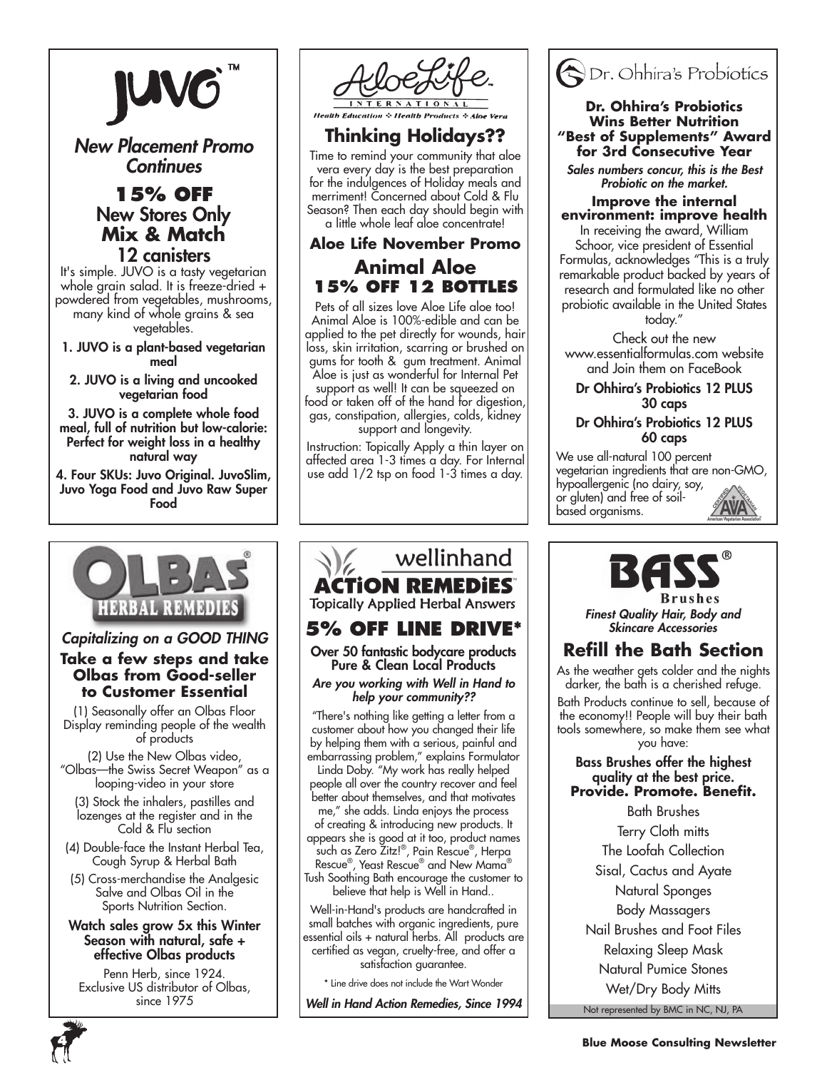## JUVO™

### *New Placement Promo Continues*

**15% OFF**
**New Stores Only**
**Mix & Match**
**12 canisters**

It's simple. JUVO is a tasty vegetarian whole grain salad. It is freeze-dried + powdered from vegetables, mushrooms, many kind of whole grains & sea vegetables.

**1. JUVO is a plant-based vegetarian meal**

**2. JUVO is a living and uncooked vegetarian food**

**3. JUVO is a complete whole food meal, full of nutrition but low-calorie: Perfect for weight loss in a healthy natural way**

**4. Four SKUs: Juvo Original. JuvoSlim, Juvo Yoga Food and Juvo Raw Super Food**

## AloeLife International

Health Education ✣ Health Products ✣ Aloe Vera

### Thinking Holidays??

Time to remind your community that aloe vera every day is the best preparation for the indulgences of Holiday meals and merriment! Concerned about Cold & Flu Season? Then each day should begin with a little whole leaf aloe concentrate!

### Aloe Life November Promo

**Animal Aloe**
**15% OFF 12 BOTTLES**

Pets of all sizes love Aloe Life aloe too! Animal Aloe is 100%-edible and can be applied to the pet directly for wounds, hair loss, skin irritation, scarring or brushed on gums for tooth & gum treatment. Animal Aloe is just as wonderful for Internal Pet support as well! It can be squeezed on food or taken off of the hand for digestion, gas, constipation, allergies, colds, kidney support and longevity.

Instruction: Topically Apply a thin layer on affected area 1-3 times a day. For Internal use add 1/2 tsp on food 1-3 times a day.

## Dr. Ohhira's Probiotics

### Dr. Ohhira's Probiotics Wins Better Nutrition "Best of Supplements" Award for 3rd Consecutive Year

*Sales numbers concur, this is the Best Probiotic on the market.*

**Improve the internal environment: improve health**

In receiving the award, William Schoor, vice president of Essential Formulas, acknowledges "This is a truly remarkable product backed by years of research and formulated like no other probiotic available in the United States today."

Check out the new www.essentialformulas.com website and Join them on FaceBook

**Dr Ohhira's Probiotics 12 PLUS 30 caps**

**Dr Ohhira's Probiotics 12 PLUS 60 caps**

We use all-natural 100 percent vegetarian ingredients that are non-GMO, hypoallergenic (no dairy, soy, or gluten) and free of soil-based organisms.

## OLBAS® HERBAL REMEDIES

### *Capitalizing on a GOOD THING*

**Take a few steps and take Olbas from Good-seller to Customer Essential**

(1) Seasonally offer an Olbas Floor Display reminding people of the wealth of products

(2) Use the New Olbas video, "Olbas—the Swiss Secret Weapon" as a looping-video in your store

(3) Stock the inhalers, pastilles and lozenges at the register and in the Cold & Flu section

(4) Double-face the Instant Herbal Tea, Cough Syrup & Herbal Bath

(5) Cross-merchandise the Analgesic Salve and Olbas Oil in the Sports Nutrition Section.

**Watch sales grow 5x this Winter Season with natural, safe + effective Olbas products**

Penn Herb, since 1924.
Exclusive US distributor of Olbas, since 1975

## wellinhand ACTiON REMEDiES™

Topically Applied Herbal Answers

### 5% OFF LINE DRIVE*

**Over 50 fantastic bodycare products Pure & Clean Local Products**

***Are you working with Well in Hand to help your community??***

"There's nothing like getting a letter from a customer about how you changed their life by helping them with a serious, painful and embarrassing problem," explains Formulator Linda Doby. "My work has really helped people all over the country recover and feel better about themselves, and that motivates me," she adds. Linda enjoys the process of creating & introducing new products. It appears she is good at it too, product names such as Zero Zitz!®, Pain Rescue®, Herpa Rescue®, Yeast Rescue® and New Mama® Tush Soothing Bath encourage the customer to believe that help is Well in Hand..

Well-in-Hand's products are handcrafted in small batches with organic ingredients, pure essential oils + natural herbs. All products are certified as vegan, cruelty-free, and offer a satisfaction guarantee.

\* Line drive does not include the Wart Wonder

*Well in Hand Action Remedies, Since 1994*

## BASS® Brushes

*Finest Quality Hair, Body and Skincare Accessories*

### Refill the Bath Section

As the weather gets colder and the nights darker, the bath is a cherished refuge.

Bath Products continue to sell, because of the economy!! People will buy their bath tools somewhere, so make them see what you have:

**Bass Brushes offer the highest quality at the best price.**
**Provide. Promote. Benefit.**

Bath Brushes
Terry Cloth mitts
The Loofah Collection
Sisal, Cactus and Ayate
Natural Sponges
Body Massagers
Nail Brushes and Foot Files
Relaxing Sleep Mask
Natural Pumice Stones
Wet/Dry Body Mitts

Not represented by BMC in NC, NJ, PA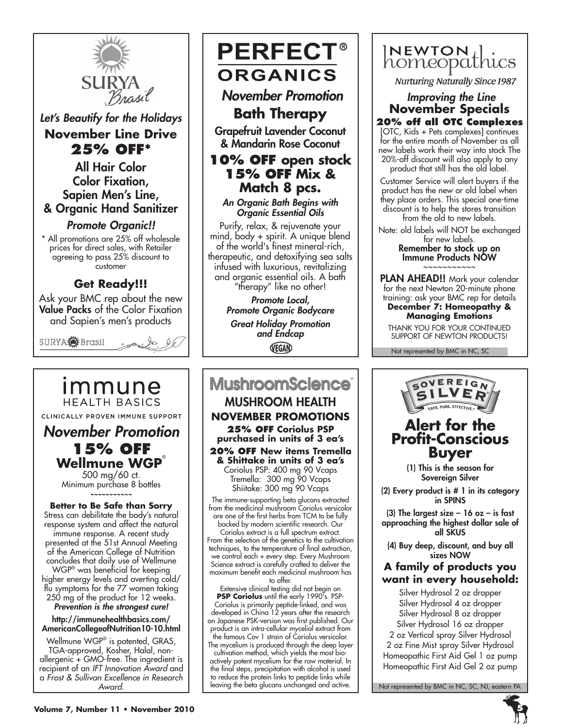## SURYA Brasil

*Let's Beautify for the Holidays*

### November Line Drive

**25% OFF***

All Hair Color
Color Fixation,
Sapien Men's Line,
& Organic Hand Sanitizer

***Promote Organic!!***

* All promotions are 25% off wholesale prices for direct sales, with Retailer agreeing to pass 25% discount to customer

**Get Ready!!!**

Ask your BMC rep about the new **Value Packs** of the Color Fixation and Sapien's men's products

SURYA Brasil

## PERFECT® ORGANICS

*November Promotion*

### Bath Therapy

Grapefruit Lavender Coconut & Mandarin Rose Coconut

**10% OFF open stock**
**15% OFF Mix & Match 8 pcs.**

***An Organic Bath Begins with Organic Essential Oils***

Purify, relax, & rejuvenate your mind, body + spirit. A unique blend of the world's finest mineral-rich, therapeutic, and detoxifying sea salts infused with luxurious, revitalizing and organic essential oils. A bath "therapy" like no other!

***Promote Local, Promote Organic Bodycare***

***Great Holiday Promotion and Endcap***

VEGAN

## Newton homeopathics

*Nurturing Naturally Since 1987*

*Improving the Line*

### November Specials

**20% off all OTC Complexes**

[OTC, Kids + Pets complexes] continues for the entire month of November as all new labels work their way into stock The 20%-off discount will also apply to any product that still has the old label.

Customer Service will alert buyers if the product has the new or old label when they place orders. This special one-time discount is to help the stores transition from the old to new labels.

Note: old labels will NOT be exchanged for new labels.

**Remember to stock up on Immune Products NOW**

~~~~~~~~~~~

**PLAN AHEAD!!** Mark your calendar for the next Newton 20-minute phone training: ask your BMC rep for details

**December 7: Homeopathy & Managing Emotions**

THANK YOU FOR YOUR CONTINUED SUPPORT OF NEWTON PRODUCTS!

Not represented by BMC in NC, SC

## immune HEALTH BASICS

CLINICALLY PROVEN IMMUNE SUPPORT

*November Promotion*

### 15% OFF Wellmune WGP®

500 mg/60 ct.
Minimum purchase 8 bottles

~~~~~~~~~~~

**Better to Be Safe than Sorry**

Stress can debilitate the body's natural response system and affect the natural immune response. A recent study presented at the 51st Annual Meeting of the American College of Nutrition concludes that daily use of Wellmune WGP® was beneficial for keeping higher energy levels and averting cold/flu symptoms for the 77 women taking 250 mg of the product for 12 weeks.

***Prevention is the strongest cure!***

**http://immunehealthbasics.com/AmericanCollegeofNutrition10-10.html**

Wellmune WGP® is patented, GRAS, TGA-approved, Kosher, Halal, non-allergenic + GMO-free. The ingredient is recipient of an *IFT Innovation Award* and a *Frost & Sullivan Excellence in Research Award.*

## MushroomScience®

### MUSHROOM HEALTH

**NOVEMBER PROMOTIONS**

**25% OFF Coriolus PSP purchased in units of 3 ea's**

**20% OFF New items Tremella & Shittake in units of 3 ea's**

Coriolus PSP: 400 mg 90 Vcaps
Tremella: 300 mg 90 Vcaps
Shiitake: 300 mg 90 Vcaps

The immune-supporting beta glucans extracted from the medicinal mushroom Coriolus versicolor are one of the first herbs from TCM to be fully backed by modern scientific research. Our Coriolus extract is a full spectrum extract. From the selection of the genetics to the cultivation techniques, to the temperature of final extraction, we control each + every step. Every Mushroom Science extract is carefully crafted to deliver the maximum benefit each medicinal mushroom has to offer.

Extensive clinical testing did not begin on **PSP Coriolus** until the early 1990's. PSP-Coriolus is primarily peptide-linked, and was developed in China 12 years after the research on Japanese PSK-version was first published. Our product is an intra-cellular mycelial extract from the famous Cov 1 strain of Coriolus versicolor. The mycelium is produced through the deep layer cultivation method, which yields the most bio-actively potent mycelium for the raw material. In the final steps, precipitation with alcohol is used to reduce the protein links to peptide links while leaving the beta glucans unchanged and active.

## SOVEREIGN SILVER

SAFE. PURE. EFFECTIVE.™

### Alert for the Profit-Conscious Buyer

(1) This is the season for Sovereign Silver

(2) Every product is # 1 in its category in SPINS

(3) The largest size – 16 oz – is fast approaching the highest dollar sale of all SKUS

(4) Buy deep, discount, and buy all sizes NOW

**A family of products you want in every household:**

Silver Hydrosol 2 oz dropper
Silver Hydrosol 4 oz dropper
Silver Hydrosol 8 oz dropper
Silver Hydrosol 16 oz dropper
2 oz Vertical spray Silver Hydrosol
2 oz Fine Mist spray Silver Hydrosol
Homeopathic First Aid Gel 1 oz pump
Homeopathic First Aid Gel 2 oz pump

Not represented by BMC in NC, SC, NJ, eastern PA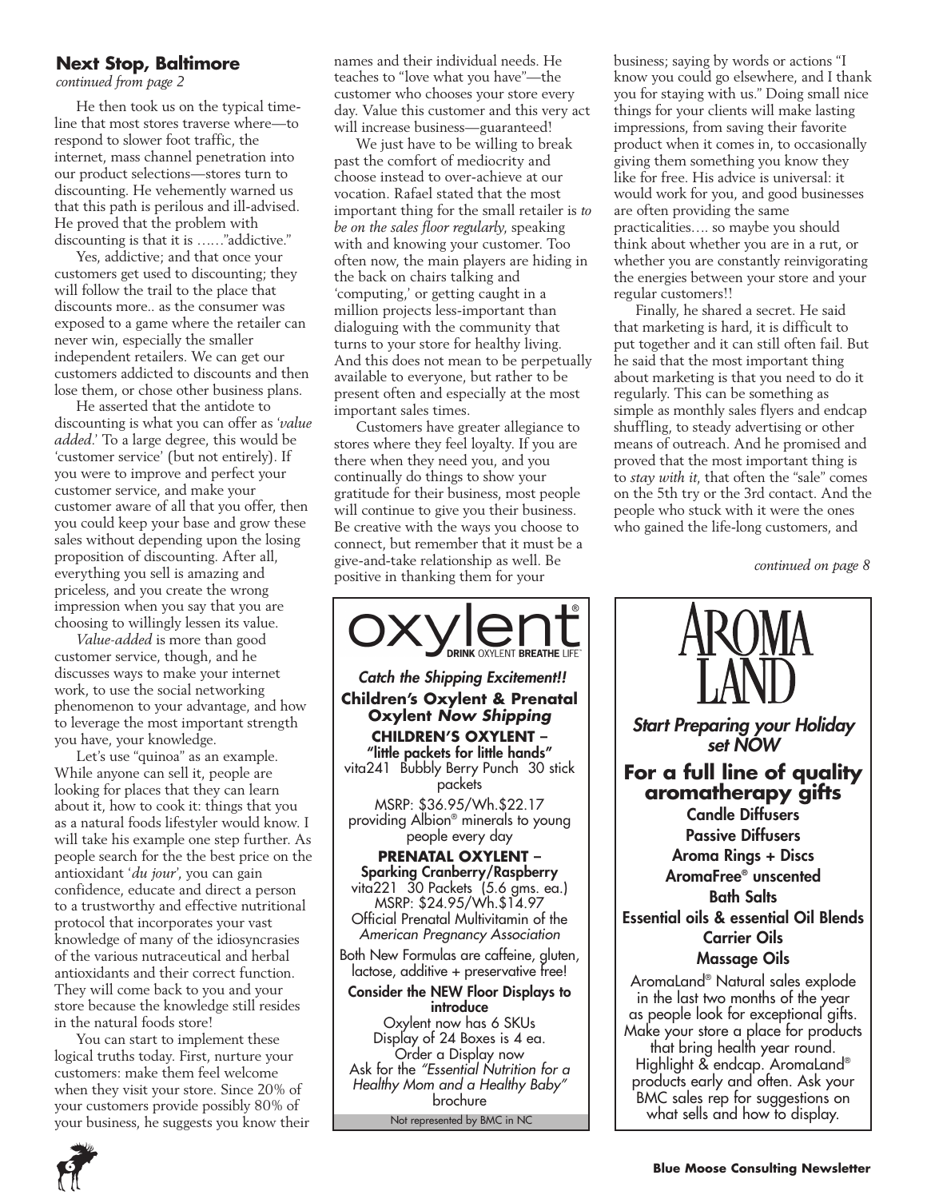### Next Stop, Baltimore

*continued from page 2*

He then took us on the typical timeline that most stores traverse where—to respond to slower foot traffic, the internet, mass channel penetration into our product selections—stores turn to discounting. He vehemently warned us that this path is perilous and ill-advised. He proved that the problem with discounting is that it is ……"addictive."

Yes, addictive; and that once your customers get used to discounting; they will follow the trail to the place that discounts more.. as the consumer was exposed to a game where the retailer can never win, especially the smaller independent retailers. We can get our customers addicted to discounts and then lose them, or chose other business plans.

He asserted that the antidote to discounting is what you can offer as '*value added*.' To a large degree, this would be 'customer service' (but not entirely). If you were to improve and perfect your customer service, and make your customer aware of all that you offer, then you could keep your base and grow these sales without depending upon the losing proposition of discounting. After all, everything you sell is amazing and priceless, and you create the wrong impression when you say that you are choosing to willingly lessen its value.

*Value-added* is more than good customer service, though, and he discusses ways to make your internet work, to use the social networking phenomenon to your advantage, and how to leverage the most important strength you have, your knowledge.

Let's use "quinoa" as an example. While anyone can sell it, people are looking for places that they can learn about it, how to cook it: things that you as a natural foods lifestyler would know. I will take his example one step further. As people search for the the best price on the antioxidant '*du jour*', you can gain confidence, educate and direct a person to a trustworthy and effective nutritional protocol that incorporates your vast knowledge of many of the idiosyncrasies of the various nutraceutical and herbal antioxidants and their correct function. They will come back to you and your store because the knowledge still resides in the natural foods store!

You can start to implement these logical truths today. First, nurture your customers: make them feel welcome when they visit your store. Since 20% of your customers provide possibly 80% of your business, he suggests you know their names and their individual needs. He teaches to "love what you have"—the customer who chooses your store every day. Value this customer and this very act will increase business—guaranteed!

We just have to be willing to break past the comfort of mediocrity and choose instead to over-achieve at our vocation. Rafael stated that the most important thing for the small retailer is *to be on the sales floor regularly*, speaking with and knowing your customer. Too often now, the main players are hiding in the back on chairs talking and 'computing,' or getting caught in a million projects less-important than dialoguing with the community that turns to your store for healthy living. And this does not mean to be perpetually available to everyone, but rather to be present often and especially at the most important sales times.

Customers have greater allegiance to stores where they feel loyalty. If you are there when they need you, and you continually do things to show your gratitude for their business, most people will continue to give you their business. Be creative with the ways you choose to connect, but remember that it must be a give-and-take relationship as well. Be positive in thanking them for your business; saying by words or actions "I know you could go elsewhere, and I thank you for staying with us." Doing small nice things for your clients will make lasting impressions, from saving their favorite product when it comes in, to occasionally giving them something you know they like for free. His advice is universal: it would work for you, and good businesses are often providing the same practicalities…. so maybe you should think about whether you are in a rut, or whether you are constantly reinvigorating the energies between your store and your regular customers!!

Finally, he shared a secret. He said that marketing is hard, it is difficult to put together and it can still often fail. But he said that the most important thing about marketing is that you need to do it regularly. This can be something as simple as monthly sales flyers and endcap shuffling, to steady advertising or other means of outreach. And he promised and proved that the most important thing is to *stay with it*, that often the "sale" comes on the 5th try or the 3rd contact. And the people who stuck with it were the ones who gained the life-long customers, and

*continued on page 8*

---

**oxylent®** DRINK OXYLENT BREATHE LIFE™

***Catch the Shipping Excitement!!***

**Children's Oxylent & Prenatal Oxylent *Now Shipping***

**CHILDREN'S OXYLENT – "little packets for little hands"**
vita241 Bubbly Berry Punch 30 stick packets
MSRP: $36.95/Wh.$22.17
providing Albion® minerals to young people every day

**PRENATAL OXYLENT – Sparking Cranberry/Raspberry**
vita221 30 Packets (5.6 gms. ea.)
MSRP: $24.95/Wh.$14.97
Official Prenatal Multivitamin of the *American Pregnancy Association*

Both New Formulas are caffeine, gluten, lactose, additive + preservative free!

**Consider the NEW Floor Displays to introduce**
Oxylent now has 6 SKUs
Display of 24 Boxes is 4 ea.
Order a Display now
Ask for the *"Essential Nutrition for a Healthy Mom and a Healthy Baby"* brochure

Not represented by BMC in NC

---

**AROMA LAND**

***Start Preparing your Holiday set NOW***

**For a full line of quality aromatherapy gifts**

Candle Diffusers
Passive Diffusers
Aroma Rings + Discs
AromaFree® unscented
Bath Salts
Essential oils & essential Oil Blends
Carrier Oils
Massage Oils

AromaLand® Natural sales explode in the last two months of the year as people look for exceptional gifts. Make your store a place for products that bring health year round. Highlight & endcap. AromaLand® products early and often. Ask your BMC sales rep for suggestions on what sells and how to display.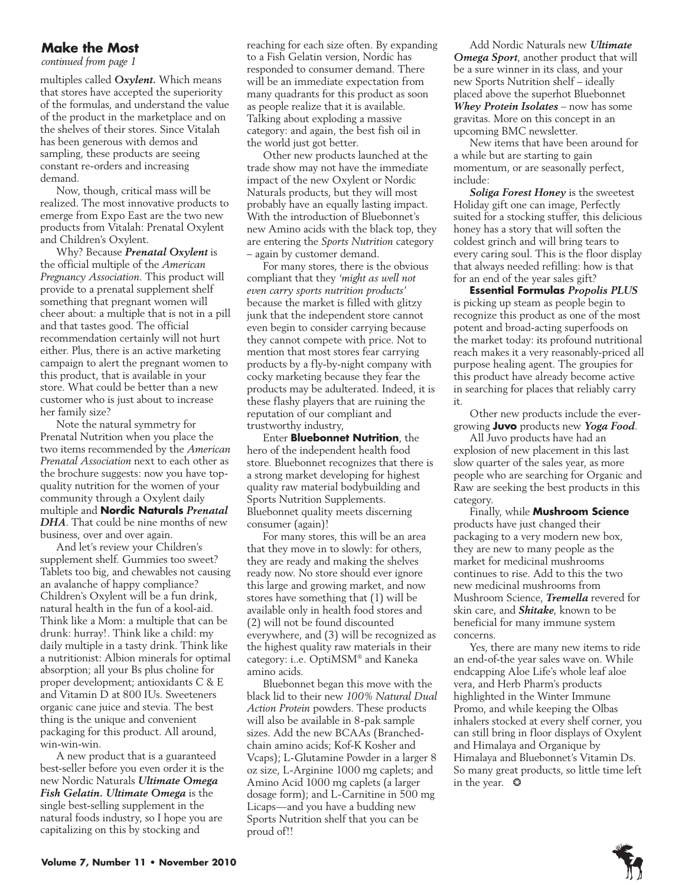## Make the Most

*continued from page 1*

multiples called ***Oxylent.*** Which means that stores have accepted the superiority of the formulas, and understand the value of the product in the marketplace and on the shelves of their stores. Since Vitalah has been generous with demos and sampling, these products are seeing constant re-orders and increasing demand.

Now, though, critical mass will be realized. The most innovative products to emerge from Expo East are the two new products from Vitalah: Prenatal Oxylent and Children's Oxylent.

Why? Because ***Prenatal Oxylent*** is the official multiple of the *American Pregnancy Association*. This product will provide to a prenatal supplement shelf something that pregnant women will cheer about: a multiple that is not in a pill and that tastes good. The official recommendation certainly will not hurt either. Plus, there is an active marketing campaign to alert the pregnant women to this product, that is available in your store. What could be better than a new customer who is just about to increase her family size?

Note the natural symmetry for Prenatal Nutrition when you place the two items recommended by the *American Prenatal Association* next to each other as the brochure suggests: now you have top-quality nutrition for the women of your community through a Oxylent daily multiple and **Nordic Naturals** ***Prenatal DHA***. That could be nine months of new business, over and over again.

And let's review your Children's supplement shelf. Gummies too sweet? Tablets too big, and chewables not causing an avalanche of happy compliance? Children's Oxylent will be a fun drink, natural health in the fun of a kool-aid. Think like a Mom: a multiple that can be drunk: hurray!. Think like a child: my daily multiple in a tasty drink. Think like a nutritionist: Albion minerals for optimal absorption; all your Bs plus choline for proper development; antioxidants C & E and Vitamin D at 800 IUs. Sweeteners organic cane juice and stevia. The best thing is the unique and convenient packaging for this product. All around, win-win-win.

A new product that is a guaranteed best-seller before you even order it is the new Nordic Naturals ***Ultimate Omega Fish Gelatin. Ultimate Omega*** is the single best-selling supplement in the natural foods industry, so I hope you are capitalizing on this by stocking and reaching for each size often. By expanding to a Fish Gelatin version, Nordic has responded to consumer demand. There will be an immediate expectation from many quadrants for this product as soon as people realize that it is available. Talking about exploding a massive category: and again, the best fish oil in the world just got better.

Other new products launched at the trade show may not have the immediate impact of the new Oxylent or Nordic Naturals products, but they will most probably have an equally lasting impact. With the introduction of Bluebonnet's new Amino acids with the black top, they are entering the *Sports Nutrition* category – again by customer demand.

For many stores, there is the obvious compliant that they *'might as well not even carry sports nutrition products'* because the market is filled with glitzy junk that the independent store cannot even begin to consider carrying because they cannot compete with price. Not to mention that most stores fear carrying products by a fly-by-night company with cocky marketing because they fear the products may be adulterated. Indeed, it is these flashy players that are ruining the reputation of our compliant and trustworthy industry,

Enter **Bluebonnet Nutrition**, the hero of the independent health food store. Bluebonnet recognizes that there is a strong market developing for highest quality raw material bodybuilding and Sports Nutrition Supplements. Bluebonnet quality meets discerning consumer (again)!

For many stores, this will be an area that they move in to slowly: for others, they are ready and making the shelves ready now. No store should ever ignore this large and growing market, and now stores have something that (1) will be available only in health food stores and (2) will not be found discounted everywhere, and (3) will be recognized as the highest quality raw materials in their category: i..e. OptiMSM® and Kaneka amino acids.

Bluebonnet began this move with the black lid to their new *100% Natural Dual Action Protein* powders. These products will also be available in 8-pak sample sizes. Add the new BCAAs (Branched-chain amino acids; Kof-K Kosher and Vcaps); L-Glutamine Powder in a larger 8 oz size, L-Arginine 1000 mg caplets; and Amino Acid 1000 mg caplets (a larger dosage form); and L-Carnitine in 500 mg Licaps—and you have a budding new Sports Nutrition shelf that you can be proud of!!

Add Nordic Naturals new ***Ultimate Omega Sport***, another product that will be a sure winner in its class, and your new Sports Nutrition shelf – ideally placed above the superhot Bluebonnet ***Whey Protein Isolates*** – now has some gravitas. More on this concept in an upcoming BMC newsletter.

New items that have been around for a while but are starting to gain momentum, or are seasonally perfect, include:

***Soliga Forest Honey*** is the sweetest Holiday gift one can image, Perfectly suited for a stocking stuffer, this delicious honey has a story that will soften the coldest grinch and will bring tears to every caring soul. This is the floor display that always needed refilling: how is that for an end of the year sales gift?

**Essential Formulas** ***Propolis PLUS*** is picking up steam as people begin to recognize this product as one of the most potent and broad-acting superfoods on the market today: its profound nutritional reach makes it a very reasonably-priced all purpose healing agent. The groupies for this product have already become active in searching for places that reliably carry it.

Other new products include the ever-growing **Juvo** products new ***Yoga Food***.

All Juvo products have had an explosion of new placement in this last slow quarter of the sales year, as more people who are searching for Organic and Raw are seeking the best products in this category.

Finally, while **Mushroom Science** products have just changed their packaging to a very modern new box, they are new to many people as the market for medicinal mushrooms continues to rise. Add to this the two new medicinal mushrooms from Mushroom Science, ***Tremella*** revered for skin care, and ***Shitake***, known to be beneficial for many immune system concerns.

Yes, there are many new items to ride an end-of-the year sales wave on. While endcapping Aloe Life's whole leaf aloe vera, and Herb Pharm's products highlighted in the Winter Immune Promo, and while keeping the Olbas inhalers stocked at every shelf corner, you can still bring in floor displays of Oxylent and Himalaya and Organique by Himalaya and Bluebonnet's Vitamin Ds. So many great products, so little time left in the year. ❂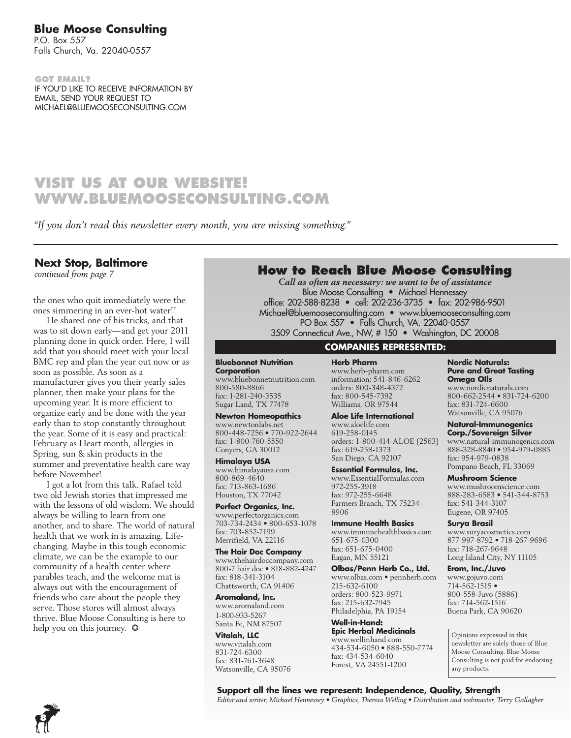**Blue Moose Consulting**
P.O. Box 557
Falls Church, Va. 22040-0557

**GOT EMAIL?**
IF YOU'D LIKE TO RECEIVE INFORMATION BY EMAIL, SEND YOUR REQUEST TO MICHAEL@BLUEMOOSECONSULTING.COM

## VISIT US AT OUR WEBSITE! WWW.BLUEMOOSECONSULTING.COM

*"If you don't read this newsletter every month, you are missing something."*

---

### Next Stop, Baltimore

*continued from page 7*

the ones who quit immediately were the ones simmering in an ever-hot water!!

He shared one of his tricks, and that was to sit down early—and get your 2011 planning done in quick order. Here, I will add that you should meet with your local BMC rep and plan the year out now or as soon as possible. As soon as a manufacturer gives you their yearly sales planner, then make your plans for the upcoming year. It is more efficient to organize early and be done with the year early than to stop constantly throughout the year. Some of it is easy and practical: February as Heart month, allergies in Spring, sun & skin products in the summer and preventative health care way before November!

I got a lot from this talk. Rafael told two old Jewish stories that impressed me with the lessons of old wisdom. We should always be willing to learn from one another, and to share. The world of natural health that we work in is amazing. Life-changing. Maybe in this tough economic climate, we can be the example to our community of a health center where parables teach, and the welcome mat is always out with the encouragement of friends who care about the people they serve. Those stores will almost always thrive. Blue Moose Consulting is here to help you on this journey. ✪

## How to Reach Blue Moose Consulting

*Call as often as necessary: we want to be of assistance*
Blue Moose Consulting • Michael Hennessey
office: 202-588-8238 • cell: 202-236-3735 • fax: 202-986-9501
Michael@bluemooseconsulting.com • www.bluemooseconsulting.com
PO Box 557 • Falls Church, VA. 22040-0557
3509 Connecticut Ave., NW, # 150 • Washington, DC 20008

### COMPANIES REPRESENTED:

**Bluebonnet Nutrition Corporation**
www.bluebonnetnutrition.com
800-580-8866
fax: 1-281-240-3535
Sugar Land, TX 77478

**Newton Homeopathics**
www.newtonlabs.net
800-448-7256 • 770-922-2644
fax: 1-800-760-5550
Conyers, GA 30012

**Himalaya USA**
www.himalayausa.com
800-869-4640
fax: 713-863-1686
Houston, TX 77042

**Perfect Organics, Inc.**
www.perfectorganics.com
703-734-2434 • 800-653-1078
fax: 703-852-7199
Merrifield, VA 22116

**The Hair Doc Company**
www.thehairdoccompany.com
800-7 hair doc • 818-882-4247
fax: 818-341-3104
Chattsworth, CA 91406

**Aromaland, Inc.**
www.aromaland.com
1-800-933-5267
Santa Fe, NM 87507

**Vitalah, LLC**
www.vitalah.com
831-724-6300
fax: 831-761-3648
Watsonville, CA 95076

**Herb Pharm**
www.herb-pharm.com
information: 541-846-6262
orders: 800-348-4372
fax: 800-545-7392
Williams, OR 97544

**Aloe Life International**
www.aloelife.com
619-258-0145
orders: 1-800-414-ALOE (2563)
fax: 619-258-1373
San Diego, CA 92107

**Essential Formulas, Inc.**
www.EssentialFormulas.com
972-255-3918
fax: 972-255-6648
Farmers Branch, TX 75234-8906

**Immune Health Basics**
www.immunehealthbasics.com
651-675-0300
fax: 651-675-0400
Eagan, MN 55121

**Olbas/Penn Herb Co., Ltd.**
www.olbas.com • pennherb.com
215-632-6100
orders: 800-523-9971
fax: 215-632-7945
Philadelphia, PA 19154

**Well-in-Hand: Epic Herbal Medicinals**
www.wellinhand.com
434-534-6050 • 888-550-7774
fax: 434-534-6040
Forest, VA 24551-1200

**Nordic Naturals: Pure and Great Tasting Omega Oils**
www.nordicnaturals.com
800-662-2544 • 831-724-6200
fax: 831-724-6600
Watsonville, CA 95076

**Natural-Immunogenics Corp./Sovereign Silver**
www.natural-immunogenics.com
888-328-8840 • 954-979-0885
fax: 954-979-0838
Pompano Beach, FL 33069

**Mushroom Science**
www.mushroomscience.com
888-283-6583 • 541-344-8753
fax: 541-344-3107
Eugene, OR 97405

**Surya Brasil**
www.suryacosmetics.com
877-997-8792 • 718-267-9696
fax: 718-267-9648
Long Island City, NY 11105

**Erom, Inc./Juvo**
www.gojuvo.com
714-562-1515 •
800-558-Juvo (5886)
fax: 714-562-1516
Buena Park, CA 90620

Opinions expressed in this newsletter are solely those of Blue Moose Consulting. Blue Moose Consulting is not paid for endorsing any products.

**Support all the lines we represent: Independence, Quality, Strength**
*Editor and writer, Michael Hennessey • Graphics, Theresa Welling • Distribution and webmaster, Terry Gallagher*